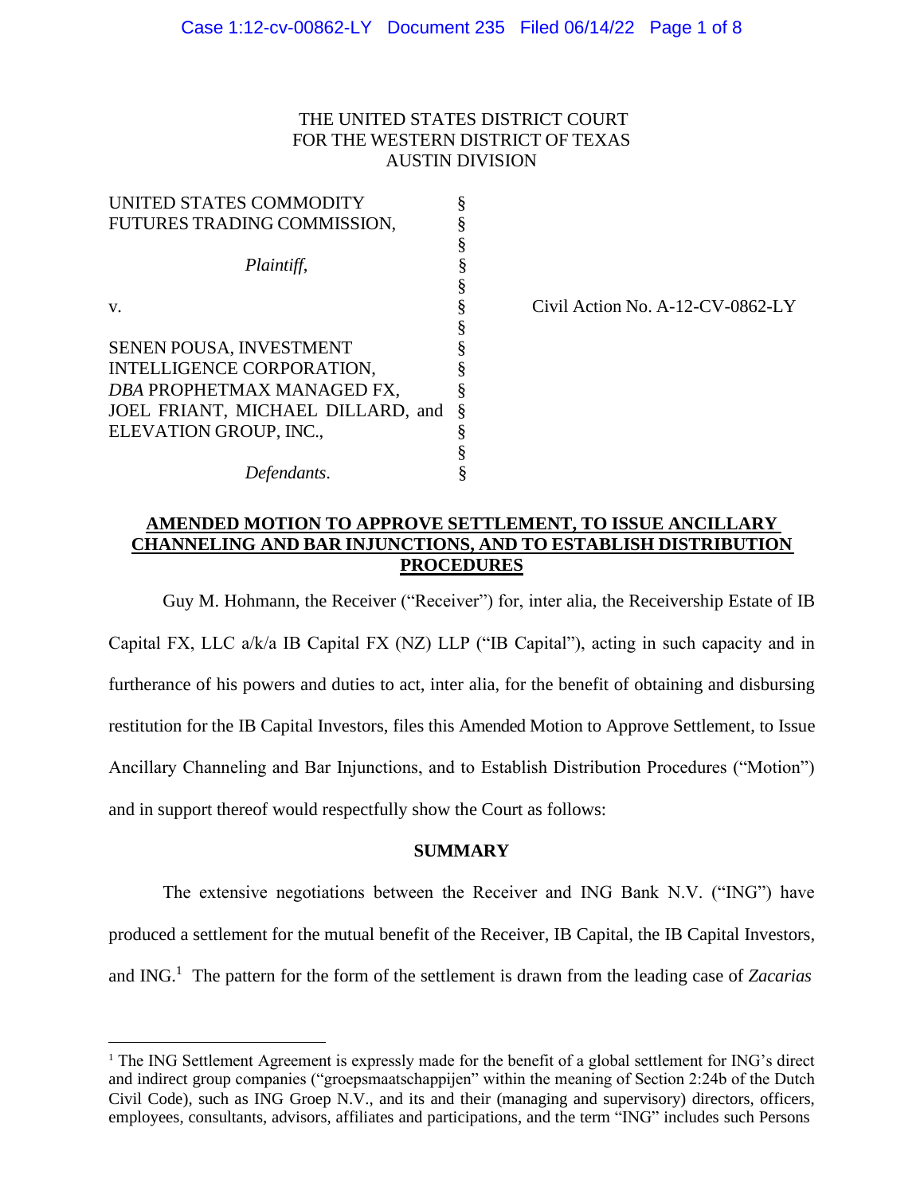THE UNITED STATES DISTRICT COURT
FOR THE WESTERN DISTRICT OF TEXAS
AUSTIN DIVISION

| | | |
|---|---|---|
| UNITED STATES COMMODITY FUTURES TRADING COMMISSION, | § | |
| *Plaintiff*, | § | |
| v. | § | Civil Action No. A-12-CV-0862-LY |
| SENEN POUSA, INVESTMENT INTELLIGENCE CORPORATION, *DBA* PROPHETMAX MANAGED FX, JOEL FRIANT, MICHAEL DILLARD, and ELEVATION GROUP, INC., | § | |
| *Defendants*. | § | |

**AMENDED MOTION TO APPROVE SETTLEMENT, TO ISSUE ANCILLARY CHANNELING AND BAR INJUNCTIONS, AND TO ESTABLISH DISTRIBUTION PROCEDURES**

Guy M. Hohmann, the Receiver ("Receiver") for, inter alia, the Receivership Estate of IB Capital FX, LLC a/k/a IB Capital FX (NZ) LLP ("IB Capital"), acting in such capacity and in furtherance of his powers and duties to act, inter alia, for the benefit of obtaining and disbursing restitution for the IB Capital Investors, files this Amended Motion to Approve Settlement, to Issue Ancillary Channeling and Bar Injunctions, and to Establish Distribution Procedures ("Motion") and in support thereof would respectfully show the Court as follows:

**SUMMARY**

The extensive negotiations between the Receiver and ING Bank N.V. ("ING") have produced a settlement for the mutual benefit of the Receiver, IB Capital, the IB Capital Investors, and ING.[1] The pattern for the form of the settlement is drawn from the leading case of *Zacarias*

[1] The ING Settlement Agreement is expressly made for the benefit of a global settlement for ING's direct and indirect group companies ("groepsmaatschappijen" within the meaning of Section 2:24b of the Dutch Civil Code), such as ING Groep N.V., and its and their (managing and supervisory) directors, officers, employees, consultants, advisors, affiliates and participations, and the term "ING" includes such Persons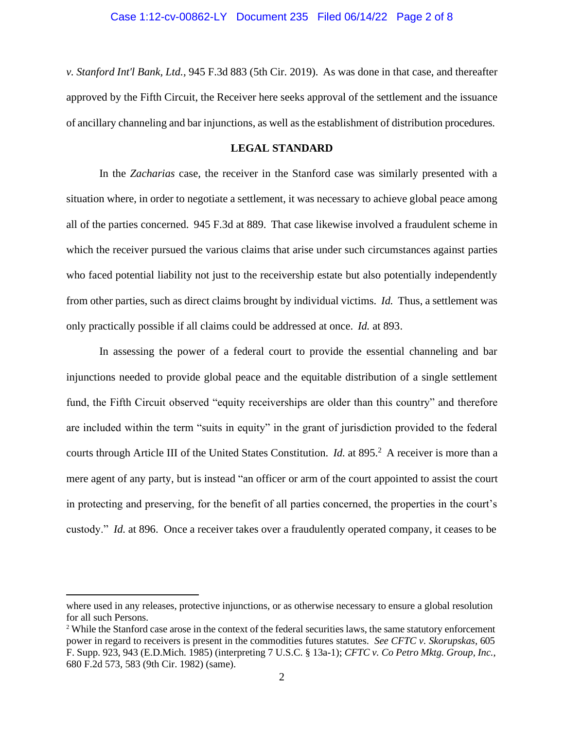*v. Stanford Int'l Bank, Ltd.*, 945 F.3d 883 (5th Cir. 2019). As was done in that case, and thereafter approved by the Fifth Circuit, the Receiver here seeks approval of the settlement and the issuance of ancillary channeling and bar injunctions, as well as the establishment of distribution procedures.

## LEGAL STANDARD

In the *Zacharias* case, the receiver in the Stanford case was similarly presented with a situation where, in order to negotiate a settlement, it was necessary to achieve global peace among all of the parties concerned. 945 F.3d at 889. That case likewise involved a fraudulent scheme in which the receiver pursued the various claims that arise under such circumstances against parties who faced potential liability not just to the receivership estate but also potentially independently from other parties, such as direct claims brought by individual victims. *Id.* Thus, a settlement was only practically possible if all claims could be addressed at once. *Id.* at 893.

In assessing the power of a federal court to provide the essential channeling and bar injunctions needed to provide global peace and the equitable distribution of a single settlement fund, the Fifth Circuit observed "equity receiverships are older than this country" and therefore are included within the term "suits in equity" in the grant of jurisdiction provided to the federal courts through Article III of the United States Constitution. *Id.* at 895.[2] A receiver is more than a mere agent of any party, but is instead "an officer or arm of the court appointed to assist the court in protecting and preserving, for the benefit of all parties concerned, the properties in the court's custody." *Id.* at 896. Once a receiver takes over a fraudulently operated company, it ceases to be

---

where used in any releases, protective injunctions, or as otherwise necessary to ensure a global resolution for all such Persons.

[2] While the Stanford case arose in the context of the federal securities laws, the same statutory enforcement power in regard to receivers is present in the commodities futures statutes. *See CFTC v. Skorupskas*, 605 F. Supp. 923, 943 (E.D.Mich. 1985) (interpreting 7 U.S.C. § 13a-1); *CFTC v. Co Petro Mktg. Group, Inc.*, 680 F.2d 573, 583 (9th Cir. 1982) (same).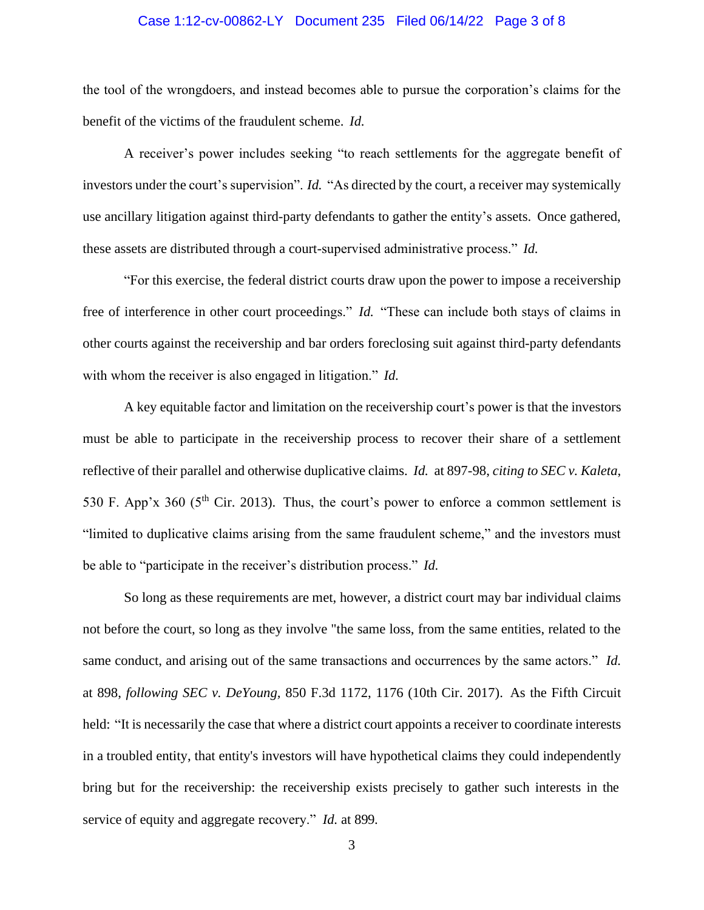the tool of the wrongdoers, and instead becomes able to pursue the corporation's claims for the benefit of the victims of the fraudulent scheme. *Id.*

A receiver's power includes seeking "to reach settlements for the aggregate benefit of investors under the court's supervision". *Id.* "As directed by the court, a receiver may systemically use ancillary litigation against third-party defendants to gather the entity's assets. Once gathered, these assets are distributed through a court-supervised administrative process." *Id.*

"For this exercise, the federal district courts draw upon the power to impose a receivership free of interference in other court proceedings." *Id.* "These can include both stays of claims in other courts against the receivership and bar orders foreclosing suit against third-party defendants with whom the receiver is also engaged in litigation." *Id.*

A key equitable factor and limitation on the receivership court's power is that the investors must be able to participate in the receivership process to recover their share of a settlement reflective of their parallel and otherwise duplicative claims. *Id.* at 897-98, *citing to SEC v. Kaleta*, 530 F. App'x 360 (5th Cir. 2013). Thus, the court's power to enforce a common settlement is "limited to duplicative claims arising from the same fraudulent scheme," and the investors must be able to "participate in the receiver's distribution process." *Id.*

So long as these requirements are met, however, a district court may bar individual claims not before the court, so long as they involve "the same loss, from the same entities, related to the same conduct, and arising out of the same transactions and occurrences by the same actors." *Id.* at 898, *following SEC v. DeYoung*, 850 F.3d 1172, 1176 (10th Cir. 2017). As the Fifth Circuit held: "It is necessarily the case that where a district court appoints a receiver to coordinate interests in a troubled entity, that entity's investors will have hypothetical claims they could independently bring but for the receivership: the receivership exists precisely to gather such interests in the service of equity and aggregate recovery." *Id.* at 899.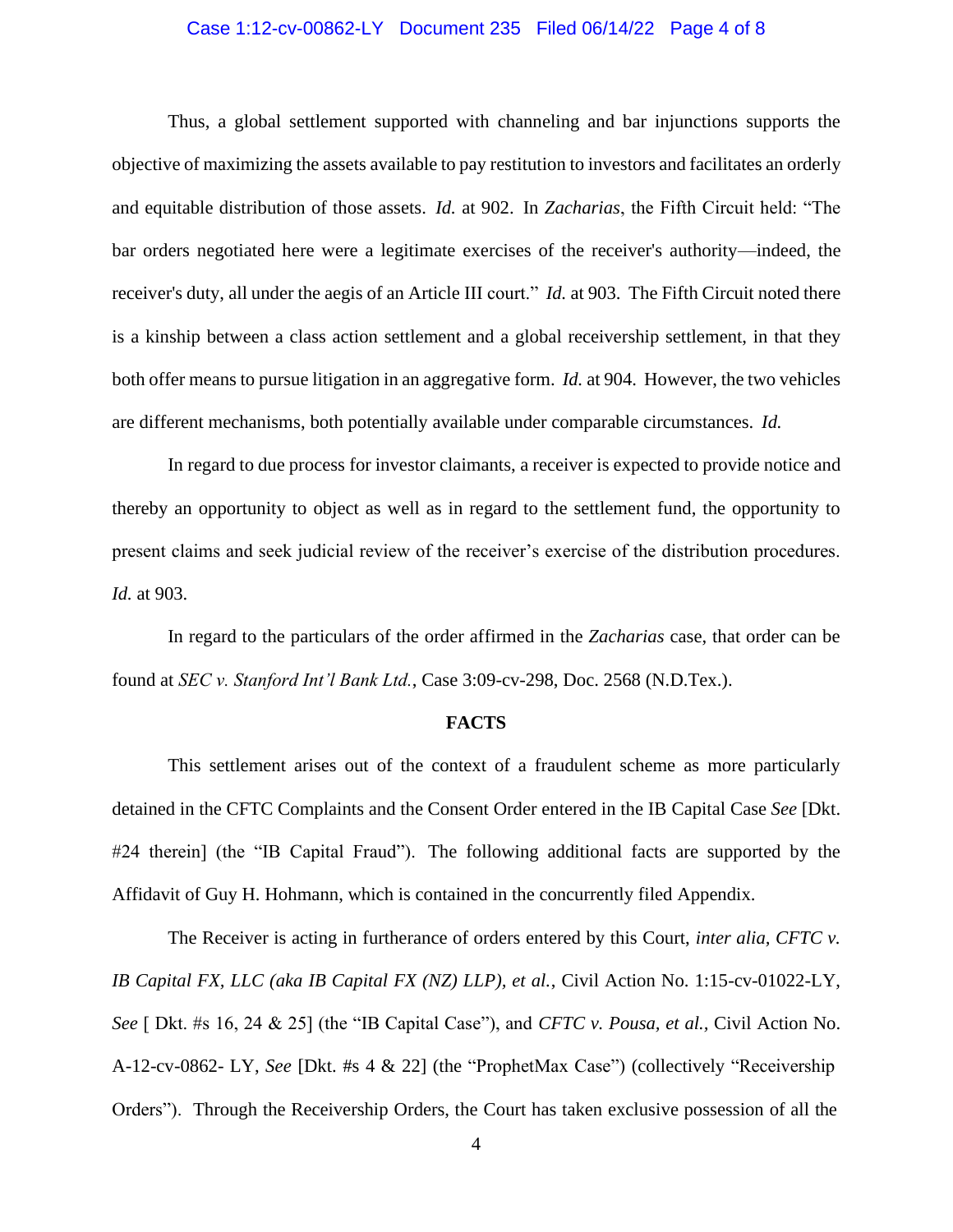Thus, a global settlement supported with channeling and bar injunctions supports the objective of maximizing the assets available to pay restitution to investors and facilitates an orderly and equitable distribution of those assets. *Id.* at 902. In *Zacharias*, the Fifth Circuit held: "The bar orders negotiated here were a legitimate exercises of the receiver's authority—indeed, the receiver's duty, all under the aegis of an Article III court." *Id.* at 903. The Fifth Circuit noted there is a kinship between a class action settlement and a global receivership settlement, in that they both offer means to pursue litigation in an aggregative form. *Id.* at 904. However, the two vehicles are different mechanisms, both potentially available under comparable circumstances. *Id.*

In regard to due process for investor claimants, a receiver is expected to provide notice and thereby an opportunity to object as well as in regard to the settlement fund, the opportunity to present claims and seek judicial review of the receiver's exercise of the distribution procedures. *Id.* at 903.

In regard to the particulars of the order affirmed in the *Zacharias* case, that order can be found at *SEC v. Stanford Int'l Bank Ltd.*, Case 3:09-cv-298, Doc. 2568 (N.D.Tex.).

**FACTS**

This settlement arises out of the context of a fraudulent scheme as more particularly detained in the CFTC Complaints and the Consent Order entered in the IB Capital Case *See* [Dkt. #24 therein] (the "IB Capital Fraud"). The following additional facts are supported by the Affidavit of Guy H. Hohmann, which is contained in the concurrently filed Appendix.

The Receiver is acting in furtherance of orders entered by this Court, *inter alia*, *CFTC v. IB Capital FX, LLC (aka IB Capital FX (NZ) LLP), et al.*, Civil Action No. 1:15-cv-01022-LY, *See* [ Dkt. #s 16, 24 & 25] (the "IB Capital Case"), and *CFTC v. Pousa, et al.*, Civil Action No. A-12-cv-0862- LY, *See* [Dkt. #s 4 & 22] (the "ProphetMax Case") (collectively "Receivership Orders"). Through the Receivership Orders, the Court has taken exclusive possession of all the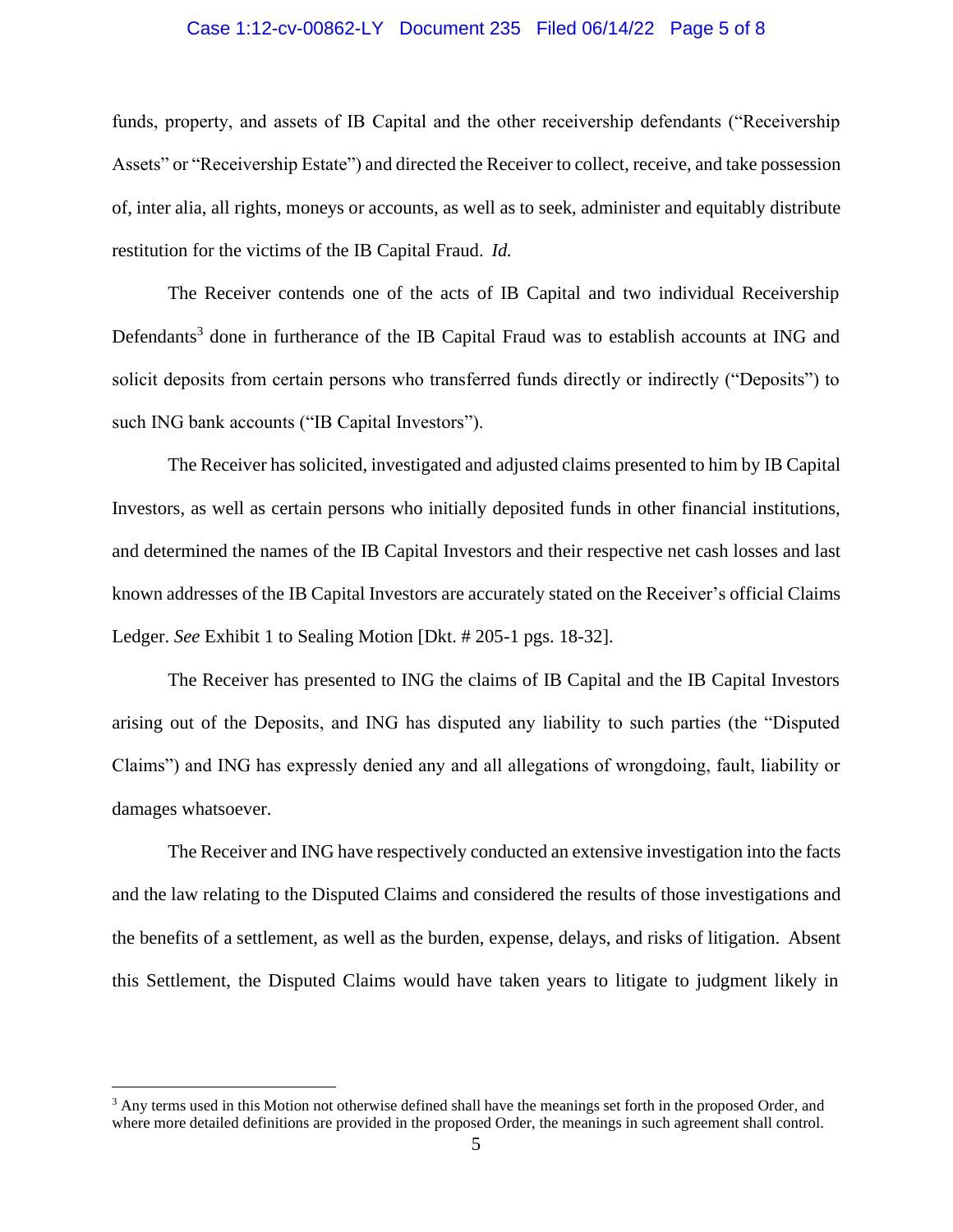funds, property, and assets of IB Capital and the other receivership defendants ("Receivership Assets" or "Receivership Estate") and directed the Receiver to collect, receive, and take possession of, inter alia, all rights, moneys or accounts, as well as to seek, administer and equitably distribute restitution for the victims of the IB Capital Fraud. *Id.*

The Receiver contends one of the acts of IB Capital and two individual Receivership Defendants[3] done in furtherance of the IB Capital Fraud was to establish accounts at ING and solicit deposits from certain persons who transferred funds directly or indirectly ("Deposits") to such ING bank accounts ("IB Capital Investors").

The Receiver has solicited, investigated and adjusted claims presented to him by IB Capital Investors, as well as certain persons who initially deposited funds in other financial institutions, and determined the names of the IB Capital Investors and their respective net cash losses and last known addresses of the IB Capital Investors are accurately stated on the Receiver's official Claims Ledger. *See* Exhibit 1 to Sealing Motion [Dkt. # 205-1 pgs. 18-32].

The Receiver has presented to ING the claims of IB Capital and the IB Capital Investors arising out of the Deposits, and ING has disputed any liability to such parties (the "Disputed Claims") and ING has expressly denied any and all allegations of wrongdoing, fault, liability or damages whatsoever.

The Receiver and ING have respectively conducted an extensive investigation into the facts and the law relating to the Disputed Claims and considered the results of those investigations and the benefits of a settlement, as well as the burden, expense, delays, and risks of litigation. Absent this Settlement, the Disputed Claims would have taken years to litigate to judgment likely in

---

[3] Any terms used in this Motion not otherwise defined shall have the meanings set forth in the proposed Order, and where more detailed definitions are provided in the proposed Order, the meanings in such agreement shall control.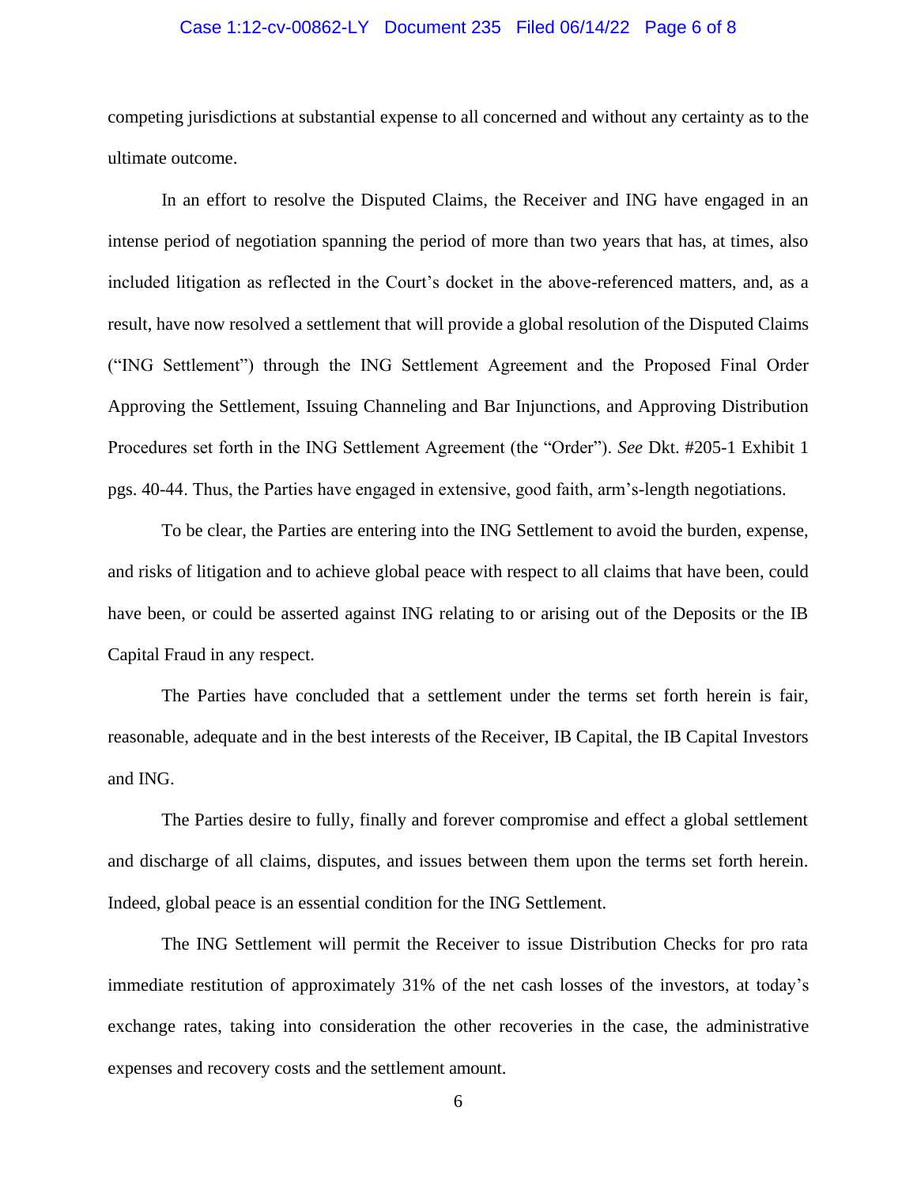competing jurisdictions at substantial expense to all concerned and without any certainty as to the ultimate outcome.

In an effort to resolve the Disputed Claims, the Receiver and ING have engaged in an intense period of negotiation spanning the period of more than two years that has, at times, also included litigation as reflected in the Court's docket in the above-referenced matters, and, as a result, have now resolved a settlement that will provide a global resolution of the Disputed Claims ("ING Settlement") through the ING Settlement Agreement and the Proposed Final Order Approving the Settlement, Issuing Channeling and Bar Injunctions, and Approving Distribution Procedures set forth in the ING Settlement Agreement (the "Order"). *See* Dkt. #205-1 Exhibit 1 pgs. 40-44. Thus, the Parties have engaged in extensive, good faith, arm's-length negotiations.

To be clear, the Parties are entering into the ING Settlement to avoid the burden, expense, and risks of litigation and to achieve global peace with respect to all claims that have been, could have been, or could be asserted against ING relating to or arising out of the Deposits or the IB Capital Fraud in any respect.

The Parties have concluded that a settlement under the terms set forth herein is fair, reasonable, adequate and in the best interests of the Receiver, IB Capital, the IB Capital Investors and ING.

The Parties desire to fully, finally and forever compromise and effect a global settlement and discharge of all claims, disputes, and issues between them upon the terms set forth herein. Indeed, global peace is an essential condition for the ING Settlement.

The ING Settlement will permit the Receiver to issue Distribution Checks for pro rata immediate restitution of approximately 31% of the net cash losses of the investors, at today's exchange rates, taking into consideration the other recoveries in the case, the administrative expenses and recovery costs and the settlement amount.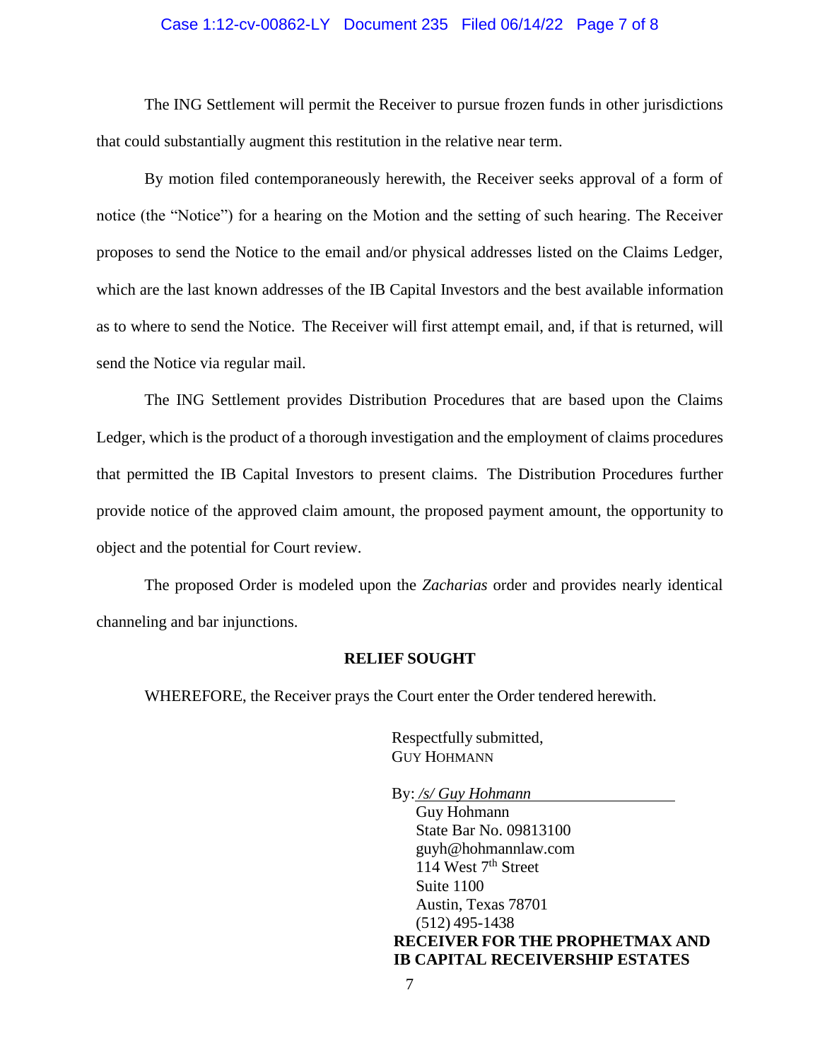The ING Settlement will permit the Receiver to pursue frozen funds in other jurisdictions that could substantially augment this restitution in the relative near term.

By motion filed contemporaneously herewith, the Receiver seeks approval of a form of notice (the "Notice") for a hearing on the Motion and the setting of such hearing. The Receiver proposes to send the Notice to the email and/or physical addresses listed on the Claims Ledger, which are the last known addresses of the IB Capital Investors and the best available information as to where to send the Notice. The Receiver will first attempt email, and, if that is returned, will send the Notice via regular mail.

The ING Settlement provides Distribution Procedures that are based upon the Claims Ledger, which is the product of a thorough investigation and the employment of claims procedures that permitted the IB Capital Investors to present claims. The Distribution Procedures further provide notice of the approved claim amount, the proposed payment amount, the opportunity to object and the potential for Court review.

The proposed Order is modeled upon the *Zacharias* order and provides nearly identical channeling and bar injunctions.

**RELIEF SOUGHT**

WHEREFORE, the Receiver prays the Court enter the Order tendered herewith.

Respectfully submitted,
GUY HOHMANN

By: */s/ Guy Hohmann*
Guy Hohmann
State Bar No. 09813100
guyh@hohmannlaw.com
114 West 7th Street
Suite 1100
Austin, Texas 78701
(512) 495-1438
**RECEIVER FOR THE PROPHETMAX AND IB CAPITAL RECEIVERSHIP ESTATES**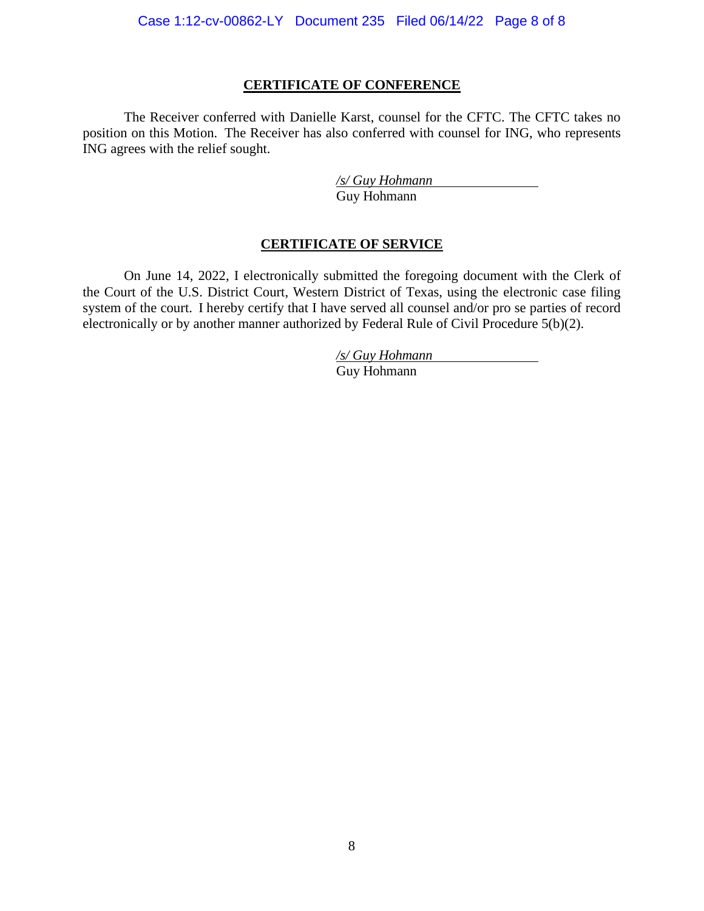## CERTIFICATE OF CONFERENCE

The Receiver conferred with Danielle Karst, counsel for the CFTC. The CFTC takes no position on this Motion. The Receiver has also conferred with counsel for ING, who represents ING agrees with the relief sought.

*/s/ Guy Hohmann*
Guy Hohmann

## CERTIFICATE OF SERVICE

On June 14, 2022, I electronically submitted the foregoing document with the Clerk of the Court of the U.S. District Court, Western District of Texas, using the electronic case filing system of the court. I hereby certify that I have served all counsel and/or pro se parties of record electronically or by another manner authorized by Federal Rule of Civil Procedure 5(b)(2).

*/s/ Guy Hohmann*
Guy Hohmann